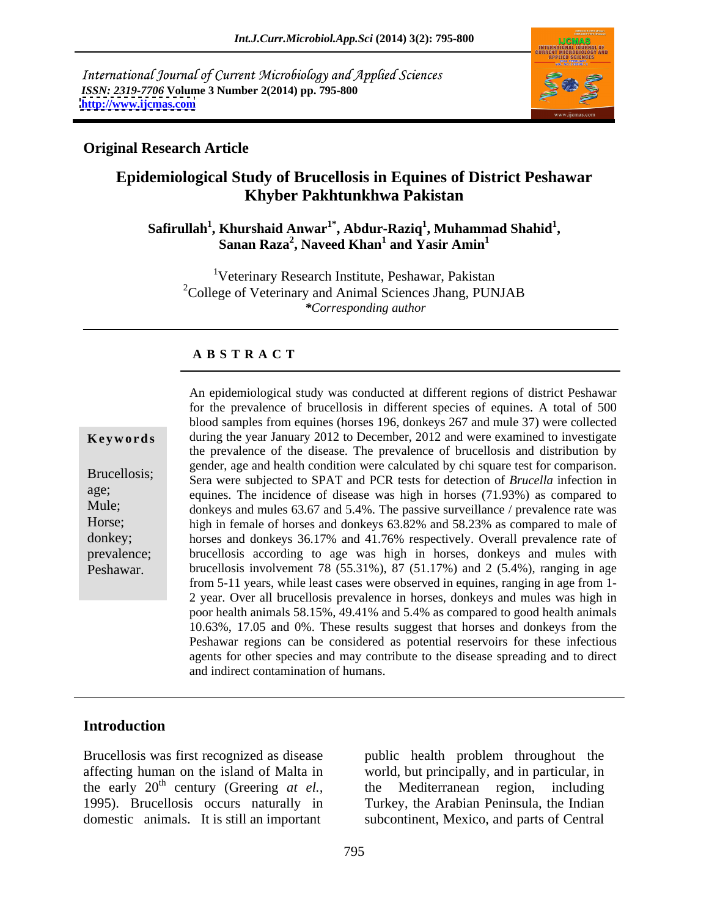International Journal of Current Microbiology and Applied Sciences
*ISSN: 2319-7706* **Volume 3 Number 2(2014) pp. 795-800**
**http://www.ijcmas.com**

**Original Research Article**

# Epidemiological Study of Brucellosis in Equines of District Peshawar Khyber Pakhtunkhwa Pakistan

**Safirullah[1], Khurshaid Anwar[1*], Abdur-Raziq[1], Muhammad Shahid[1], Sanan Raza[2], Naveed Khan[1] and Yasir Amin[1]**

[1]Veterinary Research Institute, Peshawar, Pakistan
[2]College of Veterinary and Animal Sciences Jhang, PUNJAB
*\*Corresponding author*

## A B S T R A C T

**Keywords**

Brucellosis; age; Mule; Horse; donkey; prevalence; Peshawar.

An epidemiological study was conducted at different regions of district Peshawar for the prevalence of brucellosis in different species of equines. A total of 500 blood samples from equines (horses 196, donkeys 267 and mule 37) were collected during the year January 2012 to December, 2012 and were examined to investigate the prevalence of the disease. The prevalence of brucellosis and distribution by gender, age and health condition were calculated by chi square test for comparison. Sera were subjected to SPAT and PCR tests for detection of *Brucella* infection in equines. The incidence of disease was high in horses (71.93%) as compared to donkeys and mules 63.67 and 5.4%. The passive surveillance / prevalence rate was high in female of horses and donkeys 63.82% and 58.23% as compared to male of horses and donkeys 36.17% and 41.76% respectively. Overall prevalence rate of brucellosis according to age was high in horses, donkeys and mules with brucellosis involvement 78 (55.31%), 87 (51.17%) and 2 (5.4%), ranging in age from 5-11 years, while least cases were observed in equines, ranging in age from 1-2 year. Over all brucellosis prevalence in horses, donkeys and mules was high in poor health animals 58.15%, 49.41% and 5.4% as compared to good health animals 10.63%, 17.05 and 0%. These results suggest that horses and donkeys from the Peshawar regions can be considered as potential reservoirs for these infectious agents for other species and may contribute to the disease spreading and to direct and indirect contamination of humans.

## Introduction

Brucellosis was first recognized as disease affecting human on the island of Malta in the early 20$^{th}$ century (Greering *at el.*, 1995). Brucellosis occurs naturally in domestic animals. It is still an important public health problem throughout the world, but principally, and in particular, in the Mediterranean region, including Turkey, the Arabian Peninsula, the Indian subcontinent, Mexico, and parts of Central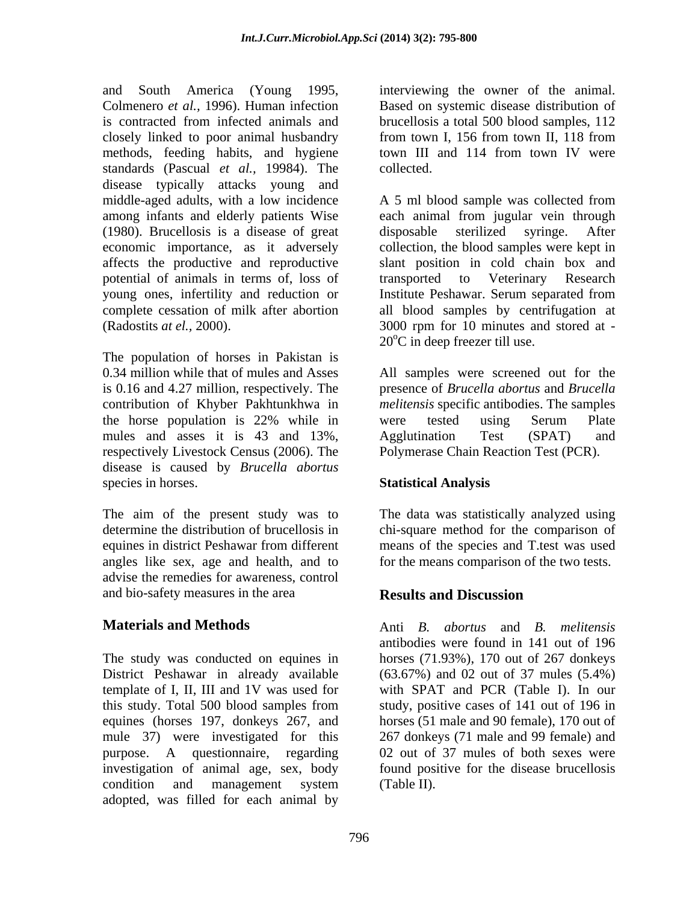and South America (Young 1995, Colmenero *et al.,* 1996). Human infection is contracted from infected animals and closely linked to poor animal husbandry methods, feeding habits, and hygiene standards (Pascual *et al.,* 19984). The disease typically attacks young and middle-aged adults, with a low incidence among infants and elderly patients Wise (1980). Brucellosis is a disease of great economic importance, as it adversely affects the productive and reproductive potential of animals in terms of, loss of young ones, infertility and reduction or complete cessation of milk after abortion (Radostits *at el.,* 2000).

The population of horses in Pakistan is 0.34 million while that of mules and Asses is 0.16 and 4.27 million, respectively. The contribution of Khyber Pakhtunkhwa in the horse population is 22% while in mules and asses it is 43 and 13%, respectively Livestock Census (2006). The disease is caused by *Brucella abortus* species in horses.

The aim of the present study was to determine the distribution of brucellosis in equines in district Peshawar from different angles like sex, age and health, and to advise the remedies for awareness, control and bio-safety measures in the area

## Materials and Methods

The study was conducted on equines in District Peshawar in already available template of I, II, III and 1V was used for this study. Total 500 blood samples from equines (horses 197, donkeys 267, and mule 37) were investigated for this purpose. A questionnaire, regarding investigation of animal age, sex, body condition and management system adopted, was filled for each animal by interviewing the owner of the animal. Based on systemic disease distribution of brucellosis a total 500 blood samples, 112 from town I, 156 from town II, 118 from town III and 114 from town IV were collected.

A 5 ml blood sample was collected from each animal from jugular vein through disposable sterilized syringe. After collection, the blood samples were kept in slant position in cold chain box and transported to Veterinary Research Institute Peshawar. Serum separated from all blood samples by centrifugation at 3000 rpm for 10 minutes and stored at -20$^{o}$C in deep freezer till use.

All samples were screened out for the presence of *Brucella abortus* and *Brucella melitensis* specific antibodies. The samples were tested using Serum Plate Agglutination Test (SPAT) and Polymerase Chain Reaction Test (PCR).

### Statistical Analysis

The data was statistically analyzed using chi-square method for the comparison of means of the species and T.test was used for the means comparison of the two tests.

## Results and Discussion

Anti *B. abortus* and *B. melitensis* antibodies were found in 141 out of 196 horses (71.93%), 170 out of 267 donkeys (63.67%) and 02 out of 37 mules (5.4%) with SPAT and PCR (Table I). In our study, positive cases of 141 out of 196 in horses (51 male and 90 female), 170 out of 267 donkeys (71 male and 99 female) and 02 out of 37 mules of both sexes were found positive for the disease brucellosis (Table II).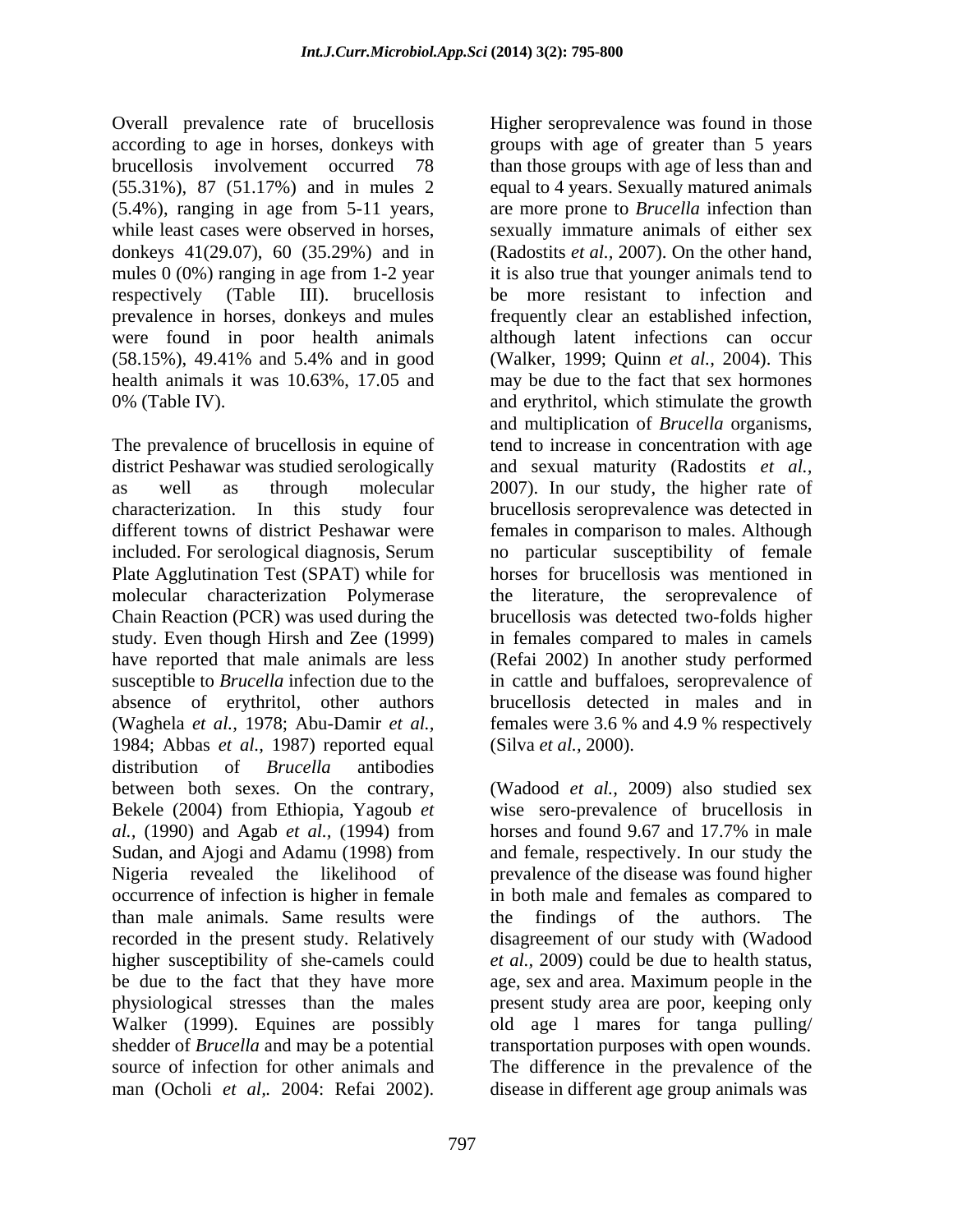Overall prevalence rate of brucellosis according to age in horses, donkeys with brucellosis involvement occurred 78 (55.31%), 87 (51.17%) and in mules 2 (5.4%), ranging in age from 5-11 years, while least cases were observed in horses, donkeys 41(29.07), 60 (35.29%) and in mules 0 (0%) ranging in age from 1-2 year respectively (Table III). brucellosis prevalence in horses, donkeys and mules were found in poor health animals (58.15%), 49.41% and 5.4% and in good health animals it was 10.63%, 17.05 and 0% (Table IV).

The prevalence of brucellosis in equine of district Peshawar was studied serologically as well as through molecular characterization. In this study four different towns of district Peshawar were included. For serological diagnosis, Serum Plate Agglutination Test (SPAT) while for molecular characterization Polymerase Chain Reaction (PCR) was used during the study. Even though Hirsh and Zee (1999) have reported that male animals are less susceptible to *Brucella* infection due to the absence of erythritol, other authors (Waghela *et al.,* 1978; Abu-Damir *et al.,* 1984; Abbas *et al.,* 1987) reported equal distribution of *Brucella* antibodies between both sexes. On the contrary, Bekele (2004) from Ethiopia, Yagoub *et al.,* (1990) and Agab *et al.,* (1994) from Sudan, and Ajogi and Adamu (1998) from Nigeria revealed the likelihood of occurrence of infection is higher in female than male animals. Same results were recorded in the present study. Relatively higher susceptibility of she-camels could be due to the fact that they have more physiological stresses than the males Walker (1999). Equines are possibly shedder of *Brucella* and may be a potential source of infection for other animals and man (Ocholi *et al,.* 2004: Refai 2002). Higher seroprevalence was found in those groups with age of greater than 5 years than those groups with age of less than and equal to 4 years. Sexually matured animals are more prone to *Brucella* infection than sexually immature animals of either sex (Radostits *et al.,* 2007). On the other hand, it is also true that younger animals tend to be more resistant to infection and frequently clear an established infection, although latent infections can occur (Walker, 1999; Quinn *et al.,* 2004). This may be due to the fact that sex hormones and erythritol, which stimulate the growth and multiplication of *Brucella* organisms, tend to increase in concentration with age and sexual maturity (Radostits *et al.,* 2007). In our study, the higher rate of brucellosis seroprevalence was detected in females in comparison to males. Although no particular susceptibility of female horses for brucellosis was mentioned in the literature, the seroprevalence of brucellosis was detected two-folds higher in females compared to males in camels (Refai 2002) In another study performed in cattle and buffaloes, seroprevalence of brucellosis detected in males and in females were 3.6 % and 4.9 % respectively (Silva *et al.,* 2000).

(Wadood *et al.,* 2009) also studied sex wise sero-prevalence of brucellosis in horses and found 9.67 and 17.7% in male and female, respectively. In our study the prevalence of the disease was found higher in both male and females as compared to the findings of the authors. The disagreement of our study with (Wadood *et al.,* 2009) could be due to health status, age, sex and area. Maximum people in the present study area are poor, keeping only old age l mares for tanga pulling/ transportation purposes with open wounds. The difference in the prevalence of the disease in different age group animals was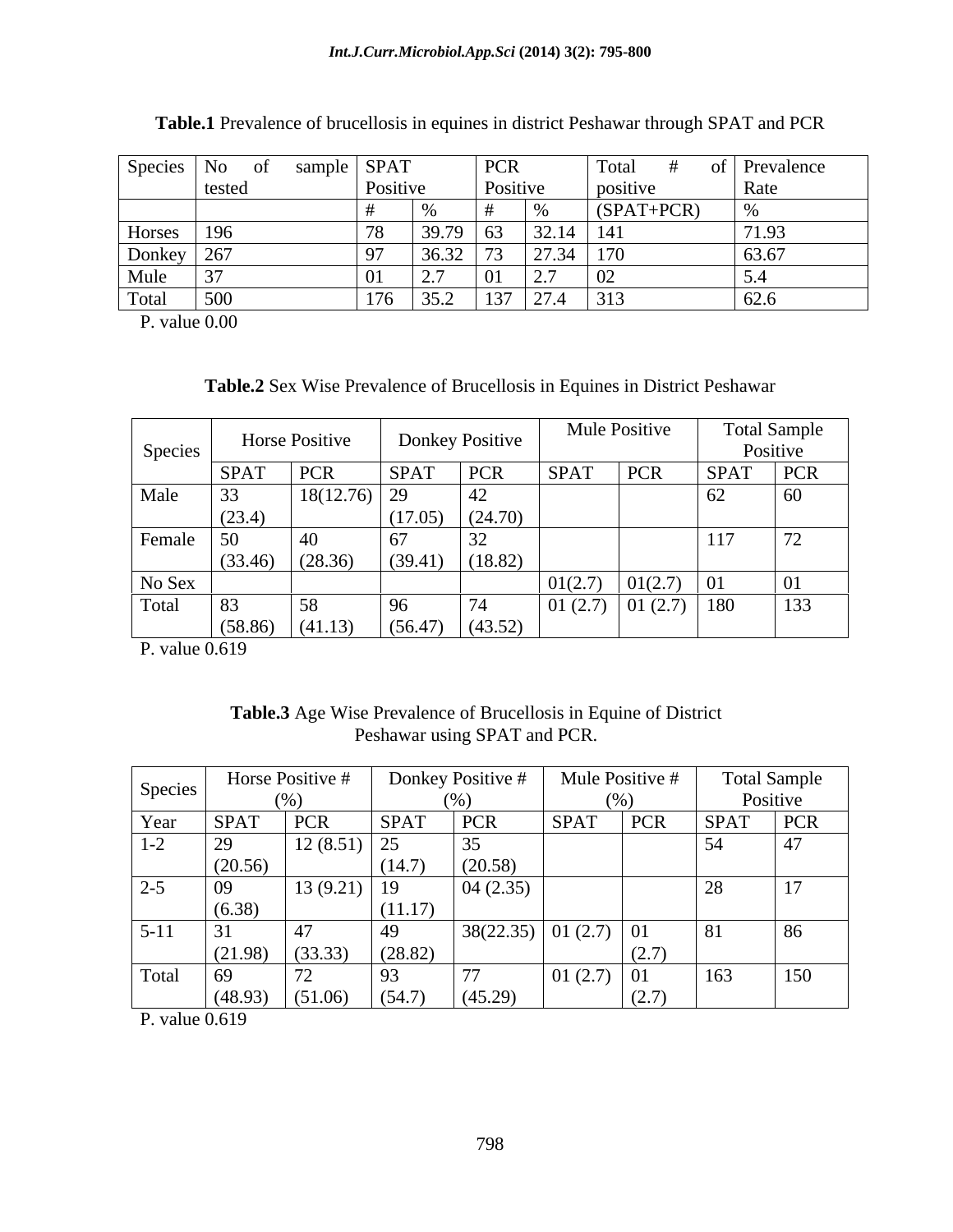**Table.1** Prevalence of brucellosis in equines in district Peshawar through SPAT and PCR

| Species | No of sample tested | SPAT Positive | | PCR Positive | | Total # of positive | Prevalence Rate |
|---|---|---|---|---|---|---|---|
| | | # | % | # | % | (SPAT+PCR) | % |
| Horses | 196 | 78 | 39.79 | 63 | 32.14 | 141 | 71.93 |
| Donkey | 267 | 97 | 36.32 | 73 | 27.34 | 170 | 63.67 |
| Mule | 37 | 01 | 2.7 | 01 | 2.7 | 02 | 5.4 |
| Total | 500 | 176 | 35.2 | 137 | 27.4 | 313 | 62.6 |

P. value 0.00

**Table.2** Sex Wise Prevalence of Brucellosis in Equines in District Peshawar

| Species | Horse Positive | | Donkey Positive | | Mule Positive | | Total Sample Positive | |
|---|---|---|---|---|---|---|---|---|
| | SPAT | PCR | SPAT | PCR | SPAT | PCR | SPAT | PCR |
| Male | 33 (23.4) | 18(12.76) | 29 (17.05) | 42 (24.70) | | | 62 | 60 |
| Female | 50 (33.46) | 40 (28.36) | 67 (39.41) | 32 (18.82) | | | 117 | 72 |
| No Sex | | | | | 01(2.7) | 01(2.7) | 01 | 01 |
| Total | 83 (58.86) | 58 (41.13) | 96 (56.47) | 74 (43.52) | 01 (2.7) | 01 (2.7) | 180 | 133 |

P. value 0.619

**Table.3** Age Wise Prevalence of Brucellosis in Equine of District Peshawar using SPAT and PCR.

| Species | Horse Positive # (%) | | Donkey Positive # (%) | | Mule Positive # (%) | | Total Sample Positive | |
|---|---|---|---|---|---|---|---|---|
| Year | SPAT | PCR | SPAT | PCR | SPAT | PCR | SPAT | PCR |
| 1-2 | 29 (20.56) | 12 (8.51) | 25 (14.7) | 35 (20.58) | | | 54 | 47 |
| 2-5 | 09 (6.38) | 13 (9.21) | 19 (11.17) | 04 (2.35) | | | 28 | 17 |
| 5-11 | 31 (21.98) | 47 (33.33) | 49 (28.82) | 38(22.35) | 01 (2.7) | 01 (2.7) | 81 | 86 |
| Total | 69 (48.93) | 72 (51.06) | 93 (54.7) | 77 (45.29) | 01 (2.7) | 01 (2.7) | 163 | 150 |

P. value 0.619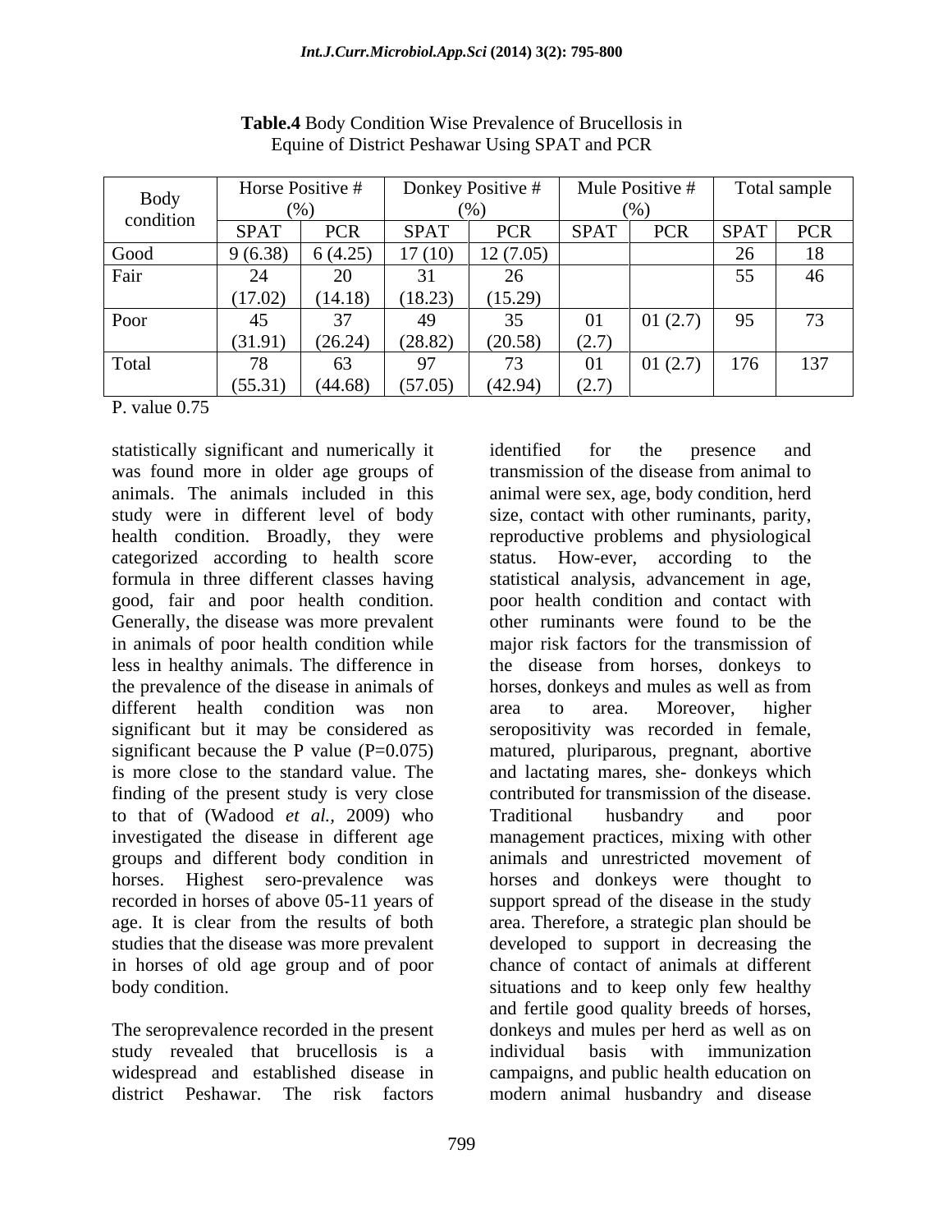**Table.4** Body Condition Wise Prevalence of Brucellosis in Equine of District Peshawar Using SPAT and PCR

| Body condition | Horse Positive # (%) | | Donkey Positive # (%) | | Mule Positive # (%) | | Total sample | |
|---|---|---|---|---|---|---|---|---|
| | SPAT | PCR | SPAT | PCR | SPAT | PCR | SPAT | PCR |
| Good | 9 (6.38) | 6 (4.25) | 17 (10) | 12 (7.05) | | | 26 | 18 |
| Fair | 24 (17.02) | 20 (14.18) | 31 (18.23) | 26 (15.29) | | | 55 | 46 |
| Poor | 45 (31.91) | 37 (26.24) | 49 (28.82) | 35 (20.58) | 01 (2.7) | 01 (2.7) | 95 | 73 |
| Total | 78 (55.31) | 63 (44.68) | 97 (57.05) | 73 (42.94) | 01 (2.7) | 01 (2.7) | 176 | 137 |

P. value 0.75

statistically significant and numerically it was found more in older age groups of animals. The animals included in this study were in different level of body health condition. Broadly, they were categorized according to health score formula in three different classes having good, fair and poor health condition. Generally, the disease was more prevalent in animals of poor health condition while less in healthy animals. The difference in the prevalence of the disease in animals of different health condition was non significant but it may be considered as significant because the P value (P=0.075) is more close to the standard value. The finding of the present study is very close to that of (Wadood *et al.,* 2009) who investigated the disease in different age groups and different body condition in horses. Highest sero-prevalence was recorded in horses of above 05-11 years of age. It is clear from the results of both studies that the disease was more prevalent in horses of old age group and of poor body condition.

The seroprevalence recorded in the present study revealed that brucellosis is a widespread and established disease in district Peshawar. The risk factors identified for the presence and transmission of the disease from animal to animal were sex, age, body condition, herd size, contact with other ruminants, parity, reproductive problems and physiological status. How-ever, according to the statistical analysis, advancement in age, poor health condition and contact with other ruminants were found to be the major risk factors for the transmission of the disease from horses, donkeys to horses, donkeys and mules as well as from area to area. Moreover, higher seropositivity was recorded in female, matured, pluriparous, pregnant, abortive and lactating mares, she- donkeys which contributed for transmission of the disease. Traditional husbandry and poor management practices, mixing with other animals and unrestricted movement of horses and donkeys were thought to support spread of the disease in the study area. Therefore, a strategic plan should be developed to support in decreasing the chance of contact of animals at different situations and to keep only few healthy and fertile good quality breeds of horses, donkeys and mules per herd as well as on individual basis with immunization campaigns, and public health education on modern animal husbandry and disease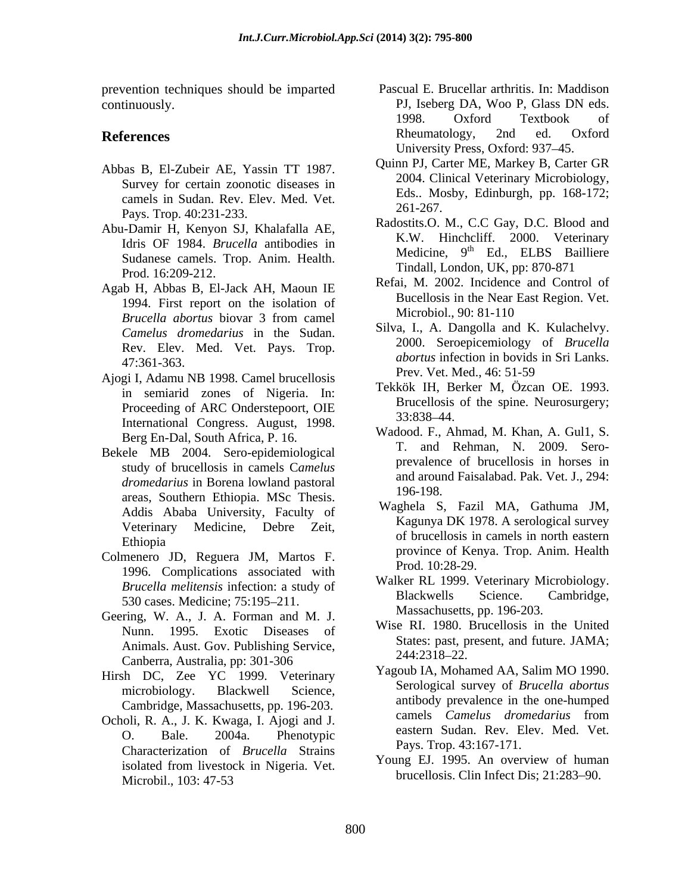prevention techniques should be imparted continuously.

## References

Abbas B, El-Zubeir AE, Yassin TT 1987. Survey for certain zoonotic diseases in camels in Sudan. Rev. Elev. Med. Vet. Pays. Trop. 40:231-233.

Abu-Damir H, Kenyon SJ, Khalafalla AE, Idris OF 1984. *Brucella* antibodies in Sudanese camels. Trop. Anim. Health. Prod. 16:209-212.

Agab H, Abbas B, El-Jack AH, Maoun IE 1994. First report on the isolation of *Brucella abortus* biovar 3 from camel *Camelus dromedarius* in the Sudan. Rev. Elev. Med. Vet. Pays. Trop. 47:361-363.

Ajogi I, Adamu NB 1998. Camel brucellosis in semiarid zones of Nigeria. In: Proceeding of ARC Onderstepoort, OIE International Congress. August, 1998. Berg En-Dal, South Africa, P. 16.

Bekele MB 2004. Sero-epidemiological study of brucellosis in camels C*amelus dromedarius* in Borena lowland pastoral areas, Southern Ethiopia. MSc Thesis. Addis Ababa University, Faculty of Veterinary Medicine, Debre Zeit, Ethiopia

Colmenero JD, Reguera JM, Martos F. 1996. Complications associated with *Brucella melitensis* infection: a study of 530 cases. Medicine; 75:195–211.

Geering, W. A., J. A. Forman and M. J. Nunn. 1995. Exotic Diseases of Animals. Aust. Gov. Publishing Service, Canberra, Australia, pp: 301-306

Hirsh DC, Zee YC 1999. Veterinary microbiology. Blackwell Science, Cambridge, Massachusetts, pp. 196-203.

Ocholi, R. A., J. K. Kwaga, I. Ajogi and J. O. Bale. 2004a. Phenotypic Characterization of *Brucella* Strains isolated from livestock in Nigeria. Vet. Microbil., 103: 47-53

Pascual E. Brucellar arthritis. In: Maddison PJ, Iseberg DA, Woo P, Glass DN eds. 1998. Oxford Textbook of Rheumatology, 2nd ed. Oxford University Press, Oxford: 937–45.

Quinn PJ, Carter ME, Markey B, Carter GR 2004. Clinical Veterinary Microbiology, Eds.. Mosby, Edinburgh, pp. 168-172; 261-267.

Radostits.O. M., C.C Gay, D.C. Blood and K.W. Hinchcliff. 2000. Veterinary Medicine, 9th Ed., ELBS Bailliere Tindall, London, UK, pp: 870-871

Refai, M. 2002. Incidence and Control of Bucellosis in the Near East Region. Vet. Microbiol., 90: 81-110

Silva, I., A. Dangolla and K. Kulachelvy. 2000. Seroepicemiology of *Brucella abortus* infection in bovids in Sri Lanks. Prev. Vet. Med., 46: 51-59

Tekkök IH, Berker M, Özcan OE. 1993. Brucellosis of the spine. Neurosurgery; 33:838–44.

Wadood. F., Ahmad, M. Khan, A. Gul1, S. T. and Rehman, N. 2009. Sero-prevalence of brucellosis in horses in and around Faisalabad. Pak. Vet. J., 294: 196-198.

Waghela S, Fazil MA, Gathuma JM, Kagunya DK 1978. A serological survey of brucellosis in camels in north eastern province of Kenya. Trop. Anim. Health Prod. 10:28-29.

Walker RL 1999. Veterinary Microbiology. Blackwells Science. Cambridge, Massachusetts, pp. 196-203.

Wise RI. 1980. Brucellosis in the United States: past, present, and future. JAMA; 244:2318–22.

Yagoub IA, Mohamed AA, Salim MO 1990. Serological survey of *Brucella abortus* antibody prevalence in the one-humped camels *Camelus dromedarius* from eastern Sudan. Rev. Elev. Med. Vet. Pays. Trop. 43:167-171.

Young EJ. 1995. An overview of human brucellosis. Clin Infect Dis; 21:283–90.